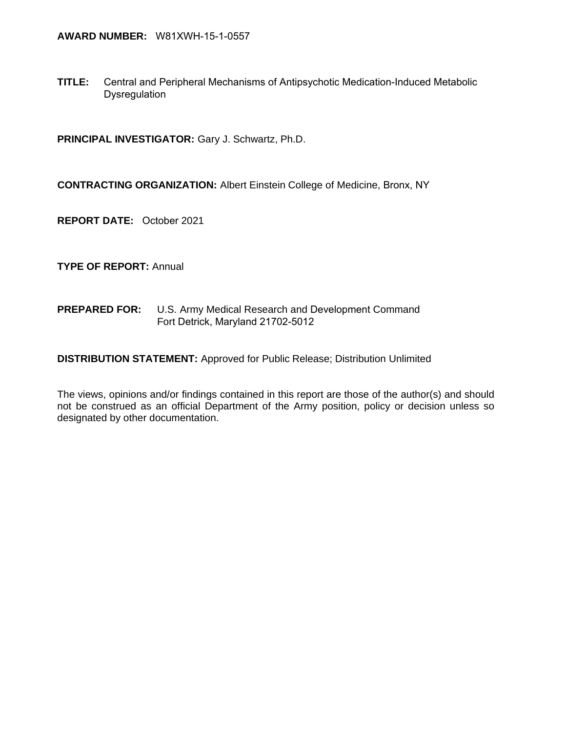**AWARD NUMBER:** W81XWH-15-1-0557

**TITLE:** Central and Peripheral Mechanisms of Antipsychotic Medication-Induced Metabolic Dysregulation

**PRINCIPAL INVESTIGATOR:** Gary J. Schwartz, Ph.D.

**CONTRACTING ORGANIZATION:** Albert Einstein College of Medicine, Bronx, NY

**REPORT DATE:** October 2021

**TYPE OF REPORT:** Annual

**PREPARED FOR:** U.S. Army Medical Research and Development Command
Fort Detrick, Maryland 21702-5012

**DISTRIBUTION STATEMENT:** Approved for Public Release; Distribution Unlimited

The views, opinions and/or findings contained in this report are those of the author(s) and should not be construed as an official Department of the Army position, policy or decision unless so designated by other documentation.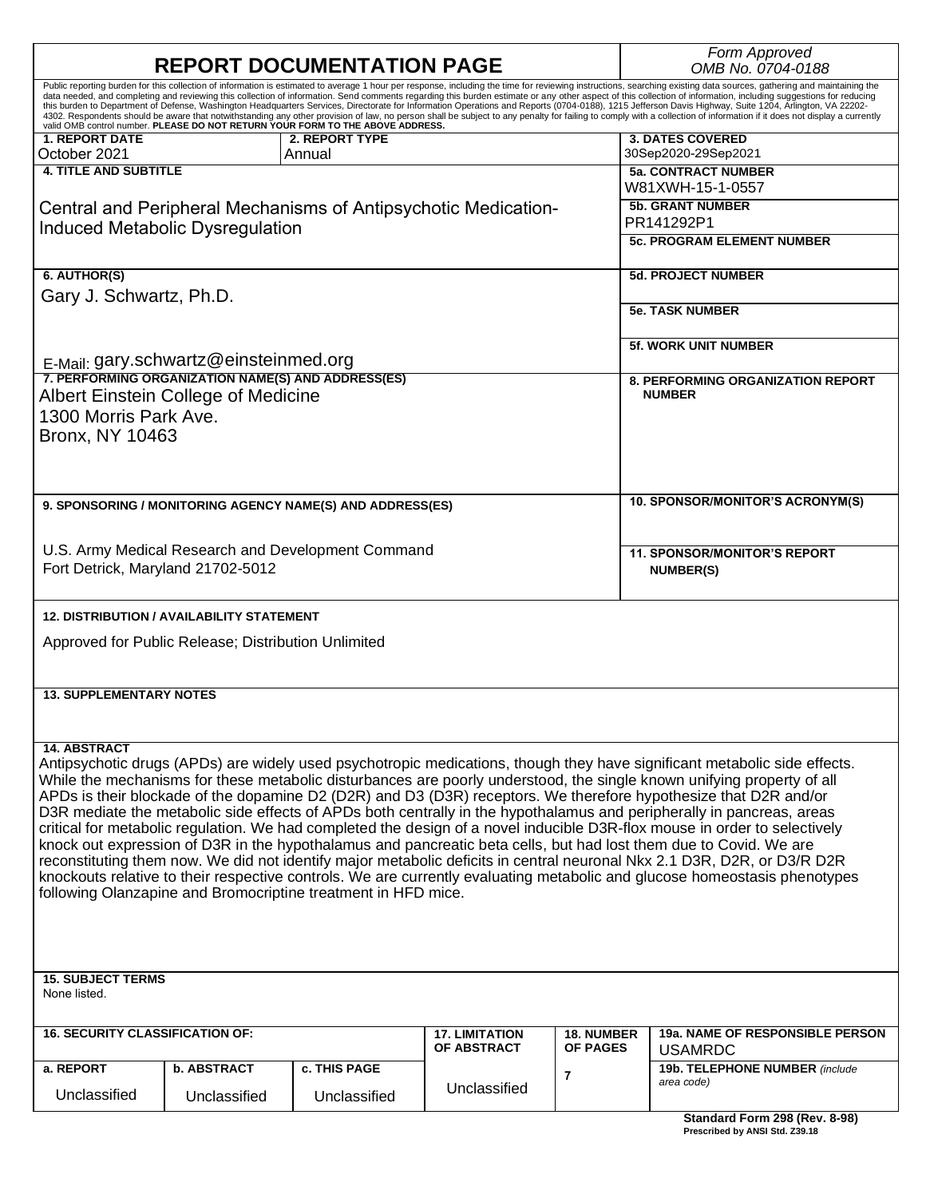# REPORT DOCUMENTATION PAGE

*Form Approved*
*OMB No. 0704-0188*

Public reporting burden for this collection of information is estimated to average 1 hour per response, including the time for reviewing instructions, searching existing data sources, gathering and maintaining the data needed, and completing and reviewing this collection of information. Send comments regarding this burden estimate or any other aspect of this collection of information, including suggestions for reducing this burden to Department of Defense, Washington Headquarters Services, Directorate for Information Operations and Reports (0704-0188), 1215 Jefferson Davis Highway, Suite 1204, Arlington, VA 22202-4302. Respondents should be aware that notwithstanding any other provision of law, no person shall be subject to any penalty for failing to comply with a collection of information if it does not display a currently valid OMB control number. **PLEASE DO NOT RETURN YOUR FORM TO THE ABOVE ADDRESS.**

**1. REPORT DATE**
October 2021

**2. REPORT TYPE**
Annual

**3. DATES COVERED**
30Sep2020-29Sep2021

**4. TITLE AND SUBTITLE**
Central and Peripheral Mechanisms of Antipsychotic Medication-Induced Metabolic Dysregulation

**5a. CONTRACT NUMBER**
W81XWH-15-1-0557

**5b. GRANT NUMBER**
PR141292P1

**5c. PROGRAM ELEMENT NUMBER**

**6. AUTHOR(S)**
Gary J. Schwartz, Ph.D.

E-Mail: gary.schwartz@einsteinmed.org

**5d. PROJECT NUMBER**

**5e. TASK NUMBER**

**5f. WORK UNIT NUMBER**

**7. PERFORMING ORGANIZATION NAME(S) AND ADDRESS(ES)**
Albert Einstein College of Medicine
1300 Morris Park Ave.
Bronx, NY 10463

**8. PERFORMING ORGANIZATION REPORT NUMBER**

**9. SPONSORING / MONITORING AGENCY NAME(S) AND ADDRESS(ES)**

U.S. Army Medical Research and Development Command
Fort Detrick, Maryland 21702-5012

**10. SPONSOR/MONITOR'S ACRONYM(S)**

**11. SPONSOR/MONITOR'S REPORT NUMBER(S)**

**12. DISTRIBUTION / AVAILABILITY STATEMENT**

Approved for Public Release; Distribution Unlimited

**13. SUPPLEMENTARY NOTES**

**14. ABSTRACT**
Antipsychotic drugs (APDs) are widely used psychotropic medications, though they have significant metabolic side effects. While the mechanisms for these metabolic disturbances are poorly understood, the single known unifying property of all APDs is their blockade of the dopamine D2 (D2R) and D3 (D3R) receptors. We therefore hypothesize that D2R and/or D3R mediate the metabolic side effects of APDs both centrally in the hypothalamus and peripherally in pancreas, areas critical for metabolic regulation. We had completed the design of a novel inducible D3R-flox mouse in order to selectively knock out expression of D3R in the hypothalamus and pancreatic beta cells, but had lost them due to Covid. We are reconstituting them now. We did not identify major metabolic deficits in central neuronal Nkx 2.1 D3R, D2R, or D3/R D2R knockouts relative to their respective controls. We are currently evaluating metabolic and glucose homeostasis phenotypes following Olanzapine and Bromocriptine treatment in HFD mice.

**15. SUBJECT TERMS**
None listed.

| **16. SECURITY CLASSIFICATION OF:** | | | **17. LIMITATION OF ABSTRACT** | **18. NUMBER OF PAGES** | **19a. NAME OF RESPONSIBLE PERSON** USAMRDC |
|---|---|---|---|---|---|
| **a. REPORT** | **b. ABSTRACT** | **c. THIS PAGE** | | | **19b. TELEPHONE NUMBER** *(include area code)* |
| Unclassified | Unclassified | Unclassified | Unclassified | 7 | |

**Standard Form 298 (Rev. 8-98)**
**Prescribed by ANSI Std. Z39.18**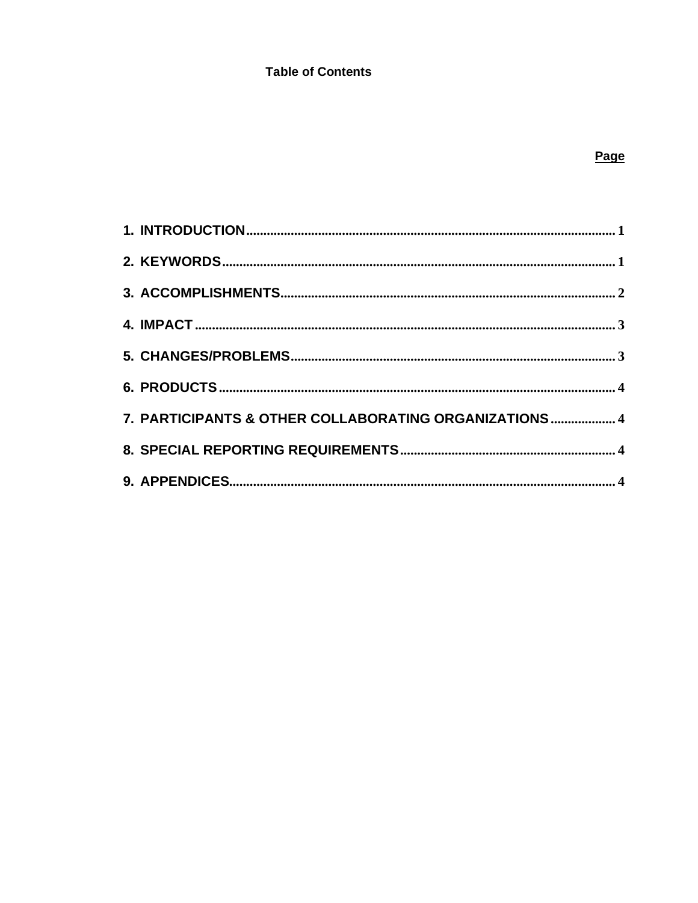# Table of Contents

| | Page |
|---|---|
| 1. INTRODUCTION | 1 |
| 2. KEYWORDS | 1 |
| 3. ACCOMPLISHMENTS | 2 |
| 4. IMPACT | 3 |
| 5. CHANGES/PROBLEMS | 3 |
| 6. PRODUCTS | 4 |
| 7. PARTICIPANTS & OTHER COLLABORATING ORGANIZATIONS | 4 |
| 8. SPECIAL REPORTING REQUIREMENTS | 4 |
| 9. APPENDICES | 4 |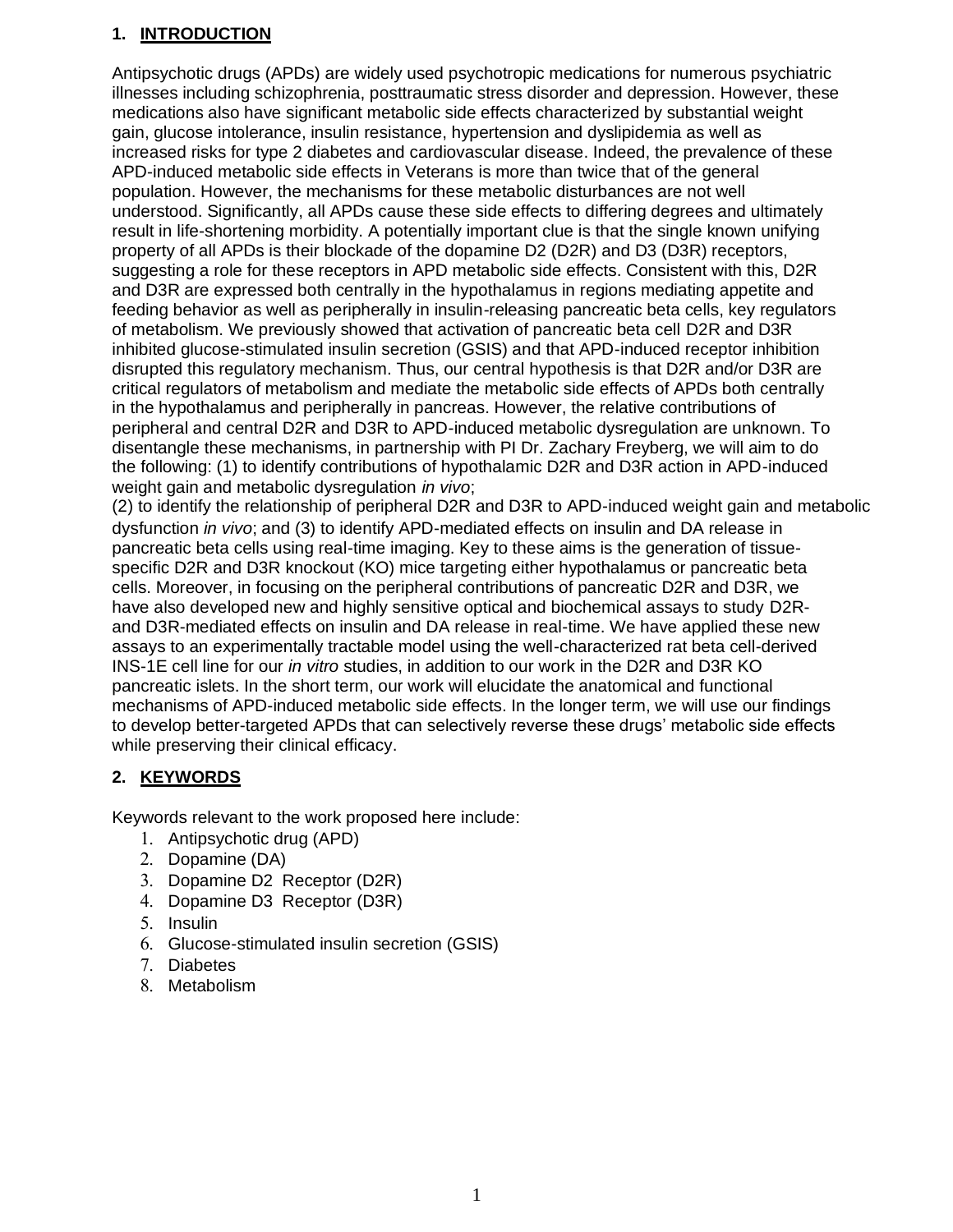## 1. INTRODUCTION

Antipsychotic drugs (APDs) are widely used psychotropic medications for numerous psychiatric illnesses including schizophrenia, posttraumatic stress disorder and depression. However, these medications also have significant metabolic side effects characterized by substantial weight gain, glucose intolerance, insulin resistance, hypertension and dyslipidemia as well as increased risks for type 2 diabetes and cardiovascular disease. Indeed, the prevalence of these APD-induced metabolic side effects in Veterans is more than twice that of the general population. However, the mechanisms for these metabolic disturbances are not well understood. Significantly, all APDs cause these side effects to differing degrees and ultimately result in life-shortening morbidity. A potentially important clue is that the single known unifying property of all APDs is their blockade of the dopamine D2 (D2R) and D3 (D3R) receptors, suggesting a role for these receptors in APD metabolic side effects. Consistent with this, D2R and D3R are expressed both centrally in the hypothalamus in regions mediating appetite and feeding behavior as well as peripherally in insulin-releasing pancreatic beta cells, key regulators of metabolism. We previously showed that activation of pancreatic beta cell D2R and D3R inhibited glucose-stimulated insulin secretion (GSIS) and that APD-induced receptor inhibition disrupted this regulatory mechanism. Thus, our central hypothesis is that D2R and/or D3R are critical regulators of metabolism and mediate the metabolic side effects of APDs both centrally in the hypothalamus and peripherally in pancreas. However, the relative contributions of peripheral and central D2R and D3R to APD-induced metabolic dysregulation are unknown. To disentangle these mechanisms, in partnership with PI Dr. Zachary Freyberg, we will aim to do the following: (1) to identify contributions of hypothalamic D2R and D3R action in APD-induced weight gain and metabolic dysregulation *in vivo*;
(2) to identify the relationship of peripheral D2R and D3R to APD-induced weight gain and metabolic dysfunction *in vivo*; and (3) to identify APD-mediated effects on insulin and DA release in pancreatic beta cells using real-time imaging. Key to these aims is the generation of tissue-specific D2R and D3R knockout (KO) mice targeting either hypothalamus or pancreatic beta cells. Moreover, in focusing on the peripheral contributions of pancreatic D2R and D3R, we have also developed new and highly sensitive optical and biochemical assays to study D2R- and D3R-mediated effects on insulin and DA release in real-time. We have applied these new assays to an experimentally tractable model using the well-characterized rat beta cell-derived INS-1E cell line for our *in vitro* studies, in addition to our work in the D2R and D3R KO pancreatic islets. In the short term, our work will elucidate the anatomical and functional mechanisms of APD-induced metabolic side effects. In the longer term, we will use our findings to develop better-targeted APDs that can selectively reverse these drugs' metabolic side effects while preserving their clinical efficacy.

## 2. KEYWORDS

Keywords relevant to the work proposed here include:

1. Antipsychotic drug (APD)
2. Dopamine (DA)
3. Dopamine D2 Receptor (D2R)
4. Dopamine D3 Receptor (D3R)
5. Insulin
6. Glucose-stimulated insulin secretion (GSIS)
7. Diabetes
8. Metabolism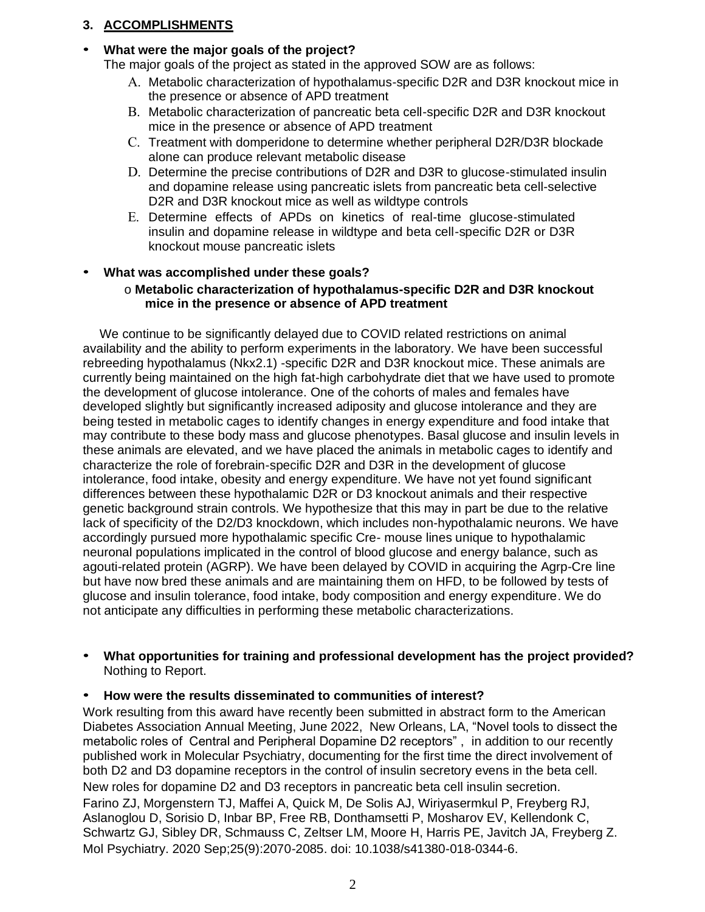## 3. ACCOMPLISHMENTS

- **What were the major goals of the project?**
  The major goals of the project as stated in the approved SOW are as follows:
  A. Metabolic characterization of hypothalamus-specific D2R and D3R knockout mice in the presence or absence of APD treatment
  B. Metabolic characterization of pancreatic beta cell-specific D2R and D3R knockout mice in the presence or absence of APD treatment
  C. Treatment with domperidone to determine whether peripheral D2R/D3R blockade alone can produce relevant metabolic disease
  D. Determine the precise contributions of D2R and D3R to glucose-stimulated insulin and dopamine release using pancreatic islets from pancreatic beta cell-selective D2R and D3R knockout mice as well as wildtype controls
  E. Determine effects of APDs on kinetics of real-time glucose-stimulated insulin and dopamine release in wildtype and beta cell-specific D2R or D3R knockout mouse pancreatic islets

- **What was accomplished under these goals?**
  - **Metabolic characterization of hypothalamus-specific D2R and D3R knockout mice in the presence or absence of APD treatment**

We continue to be significantly delayed due to COVID related restrictions on animal availability and the ability to perform experiments in the laboratory. We have been successful rebreeding hypothalamus (Nkx2.1) -specific D2R and D3R knockout mice. These animals are currently being maintained on the high fat-high carbohydrate diet that we have used to promote the development of glucose intolerance. One of the cohorts of males and females have developed slightly but significantly increased adiposity and glucose intolerance and they are being tested in metabolic cages to identify changes in energy expenditure and food intake that may contribute to these body mass and glucose phenotypes. Basal glucose and insulin levels in these animals are elevated, and we have placed the animals in metabolic cages to identify and characterize the role of forebrain-specific D2R and D3R in the development of glucose intolerance, food intake, obesity and energy expenditure. We have not yet found significant differences between these hypothalamic D2R or D3 knockout animals and their respective genetic background strain controls. We hypothesize that this may in part be due to the relative lack of specificity of the D2/D3 knockdown, which includes non-hypothalamic neurons. We have accordingly pursued more hypothalamic specific Cre- mouse lines unique to hypothalamic neuronal populations implicated in the control of blood glucose and energy balance, such as agouti-related protein (AGRP). We have been delayed by COVID in acquiring the Agrp-Cre line but have now bred these animals and are maintaining them on HFD, to be followed by tests of glucose and insulin tolerance, food intake, body composition and energy expenditure. We do not anticipate any difficulties in performing these metabolic characterizations.

- **What opportunities for training and professional development has the project provided?**
  Nothing to Report.

- **How were the results disseminated to communities of interest?**

Work resulting from this award have recently been submitted in abstract form to the American Diabetes Association Annual Meeting, June 2022, New Orleans, LA, "Novel tools to dissect the metabolic roles of Central and Peripheral Dopamine D2 receptors" , in addition to our recently published work in Molecular Psychiatry, documenting for the first time the direct involvement of both D2 and D3 dopamine receptors in the control of insulin secretory evens in the beta cell.
New roles for dopamine D2 and D3 receptors in pancreatic beta cell insulin secretion.
Farino ZJ, Morgenstern TJ, Maffei A, Quick M, De Solis AJ, Wiriyasermkul P, Freyberg RJ, Aslanoglou D, Sorisio D, Inbar BP, Free RB, Donthamsetti P, Mosharov EV, Kellendonk C, Schwartz GJ, Sibley DR, Schmauss C, Zeltser LM, Moore H, Harris PE, Javitch JA, Freyberg Z.
Mol Psychiatry. 2020 Sep;25(9):2070-2085. doi: 10.1038/s41380-018-0344-6.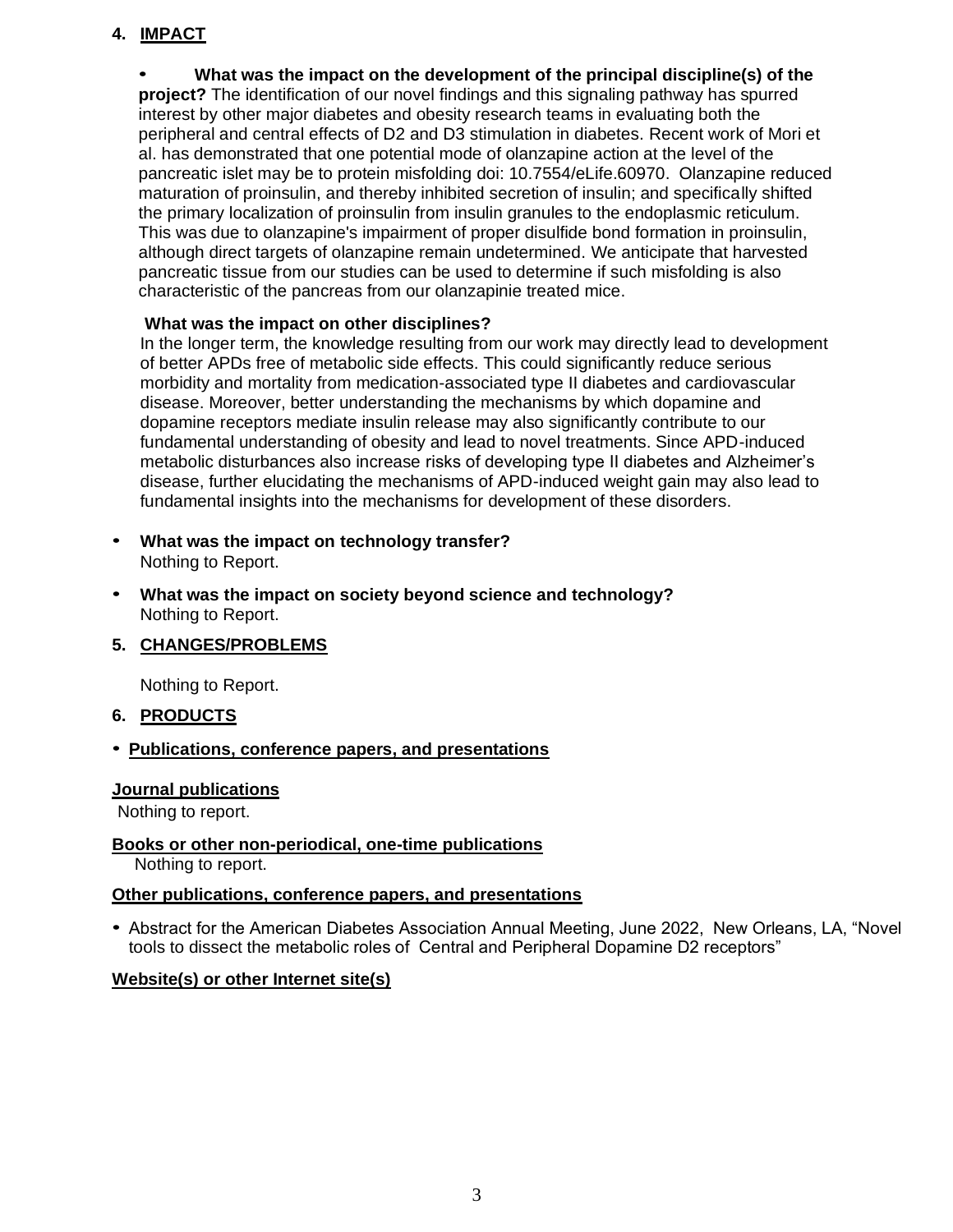## 4. IMPACT

- **What was the impact on the development of the principal discipline(s) of the project?** The identification of our novel findings and this signaling pathway has spurred interest by other major diabetes and obesity research teams in evaluating both the peripheral and central effects of D2 and D3 stimulation in diabetes. Recent work of Mori et al. has demonstrated that one potential mode of olanzapine action at the level of the pancreatic islet may be to protein misfolding doi: 10.7554/eLife.60970. Olanzapine reduced maturation of proinsulin, and thereby inhibited secretion of insulin; and specifically shifted the primary localization of proinsulin from insulin granules to the endoplasmic reticulum. This was due to olanzapine's impairment of proper disulfide bond formation in proinsulin, although direct targets of olanzapine remain undetermined. We anticipate that harvested pancreatic tissue from our studies can be used to determine if such misfolding is also characteristic of the pancreas from our olanzapinie treated mice.

  **What was the impact on other disciplines?**
  In the longer term, the knowledge resulting from our work may directly lead to development of better APDs free of metabolic side effects. This could significantly reduce serious morbidity and mortality from medication-associated type II diabetes and cardiovascular disease. Moreover, better understanding the mechanisms by which dopamine and dopamine receptors mediate insulin release may also significantly contribute to our fundamental understanding of obesity and lead to novel treatments. Since APD-induced metabolic disturbances also increase risks of developing type II diabetes and Alzheimer's disease, further elucidating the mechanisms of APD-induced weight gain may also lead to fundamental insights into the mechanisms for development of these disorders.

- **What was the impact on technology transfer?**
  Nothing to Report.

- **What was the impact on society beyond science and technology?**
  Nothing to Report.

## 5. CHANGES/PROBLEMS

Nothing to Report.

## 6. PRODUCTS

- **Publications, conference papers, and presentations**

**Journal publications**
Nothing to report.

**Books or other non-periodical, one-time publications**
Nothing to report.

**Other publications, conference papers, and presentations**

- Abstract for the American Diabetes Association Annual Meeting, June 2022, New Orleans, LA, "Novel tools to dissect the metabolic roles of Central and Peripheral Dopamine D2 receptors"

**Website(s) or other Internet site(s)**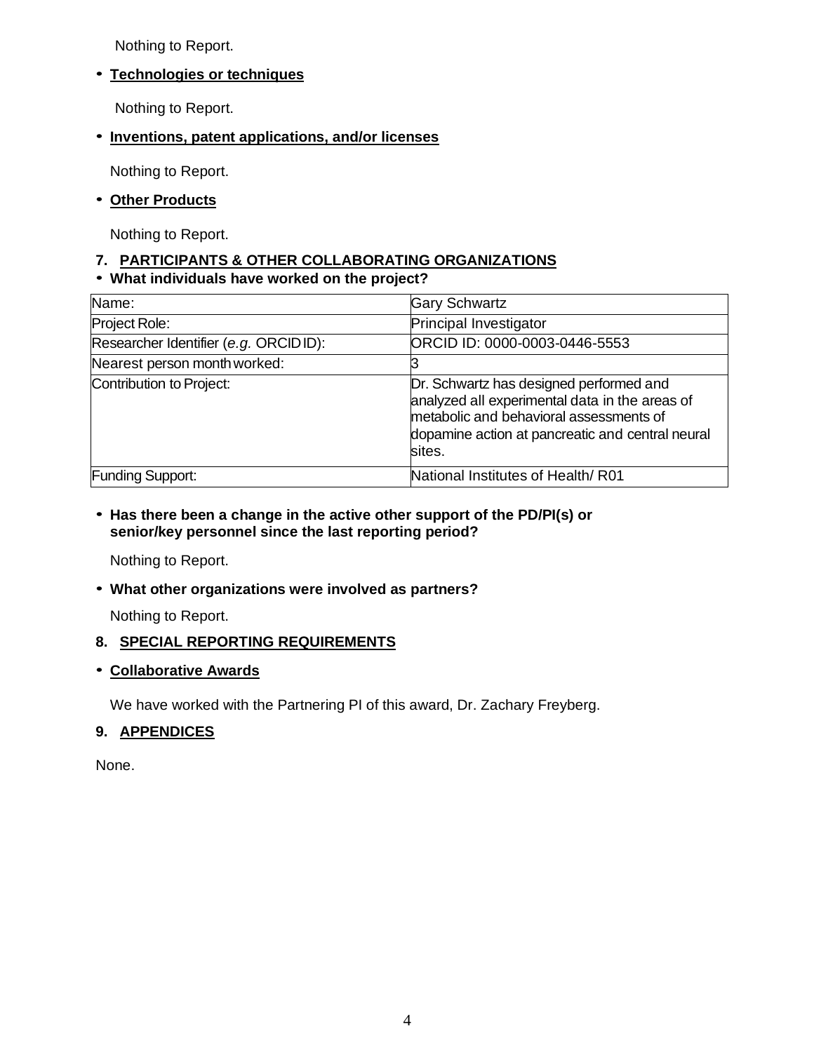Nothing to Report.

- **Technologies or techniques**

Nothing to Report.

- **Inventions, patent applications, and/or licenses**

Nothing to Report.

- **Other Products**

Nothing to Report.

## 7. PARTICIPANTS & OTHER COLLABORATING ORGANIZATIONS

- **What individuals have worked on the project?**

| | |
|---|---|
| Name: | Gary Schwartz |
| Project Role: | Principal Investigator |
| Researcher Identifier (*e.g.* ORCID ID): | ORCID ID: 0000-0003-0446-5553 |
| Nearest person month worked: | 3 |
| Contribution to Project: | Dr. Schwartz has designed performed and analyzed all experimental data in the areas of metabolic and behavioral assessments of dopamine action at pancreatic and central neural sites. |
| Funding Support: | National Institutes of Health/ R01 |

- **Has there been a change in the active other support of the PD/PI(s) or senior/key personnel since the last reporting period?**

Nothing to Report.

- **What other organizations were involved as partners?**

Nothing to Report.

## 8. SPECIAL REPORTING REQUIREMENTS

- **Collaborative Awards**

We have worked with the Partnering PI of this award, Dr. Zachary Freyberg.

## 9. APPENDICES

None.